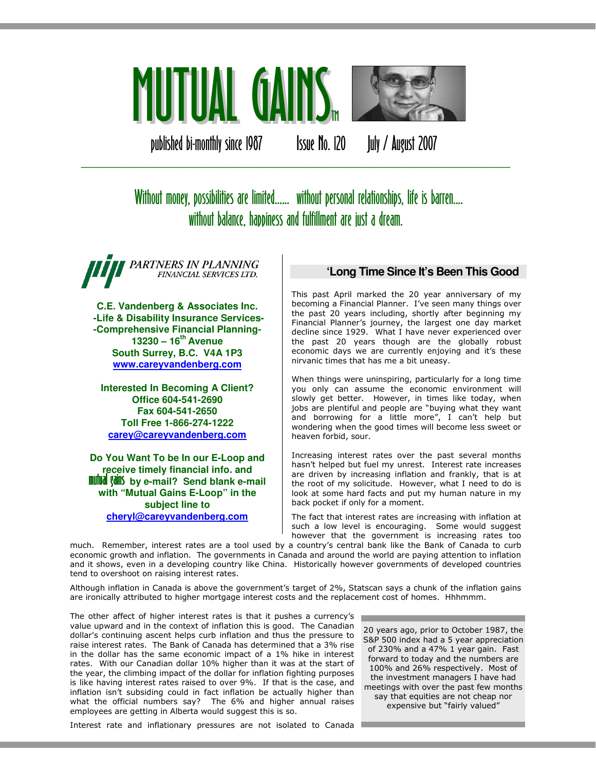# MUTUAL GAINS™

published bi-monthly since 1987 Issue No. 120 July / August 2007

---

Without money, possibilities are limited…… without personal relationships, life is barren….
without balance, happiness and fulfillment are just a dream.

*PARTNERS IN PLANNING FINANCIAL SERVICES LTD.*

**C.E. Vandenberg & Associates Inc.**
**-Life & Disability Insurance Services-**
**-Comprehensive Financial Planning-**
**13230 – 16th Avenue**
**South Surrey, B.C. V4A 1P3**
**www.careyvandenberg.com**

**Interested In Becoming A Client?**
**Office 604-541-2690**
**Fax 604-541-2650**
**Toll Free 1-866-274-1222**
**carey@careyvandenberg.com**

**Do You Want To be In our E-Loop and receive timely financial info. and mutual gains by e-mail? Send blank e-mail with "Mutual Gains E-Loop" in the subject line to**
**cheryl@careyvandenberg.com**

## 'Long Time Since It's Been This Good

This past April marked the 20 year anniversary of my becoming a Financial Planner. I've seen many things over the past 20 years including, shortly after beginning my Financial Planner's journey, the largest one day market decline since 1929. What I have never experienced over the past 20 years though are the globally robust economic days we are currently enjoying and it's these nirvanic times that has me a bit uneasy.

When things were uninspiring, particularly for a long time you only can assume the economic environment will slowly get better. However, in times like today, when jobs are plentiful and people are "buying what they want and borrowing for a little more", I can't help but wondering when the good times will become less sweet or heaven forbid, sour.

Increasing interest rates over the past several months hasn't helped but fuel my unrest. Interest rate increases are driven by increasing inflation and frankly, that is at the root of my solicitude. However, what I need to do is look at some hard facts and put my human nature in my back pocket if only for a moment.

The fact that interest rates are increasing with inflation at such a low level is encouraging. Some would suggest however that the government is increasing rates too much. Remember, interest rates are a tool used by a country's central bank like the Bank of Canada to curb economic growth and inflation. The governments in Canada and around the world are paying attention to inflation and it shows, even in a developing country like China. Historically however governments of developed countries tend to overshoot on raising interest rates.

Although inflation in Canada is above the government's target of 2%, Statscan says a chunk of the inflation gains are ironically attributed to higher mortgage interest costs and the replacement cost of homes. Hhhmmm.

The other affect of higher interest rates is that it pushes a currency's value upward and in the context of inflation this is good. The Canadian dollar's continuing ascent helps curb inflation and thus the pressure to raise interest rates. The Bank of Canada has determined that a 3% rise in the dollar has the same economic impact of a 1% hike in interest rates. With our Canadian dollar 10% higher than it was at the start of the year, the climbing impact of the dollar for inflation fighting purposes is like having interest rates raised to over 9%. If that is the case, and inflation isn't subsiding could in fact inflation be actually higher than what the official numbers say? The 6% and higher annual raises employees are getting in Alberta would suggest this is so.

> 20 years ago, prior to October 1987, the S&P 500 index had a 5 year appreciation of 230% and a 47% 1 year gain. Fast forward to today and the numbers are 100% and 26% respectively. Most of the investment managers I have had meetings with over the past few months say that equities are not cheap nor expensive but "fairly valued"

Interest rate and inflationary pressures are not isolated to Canada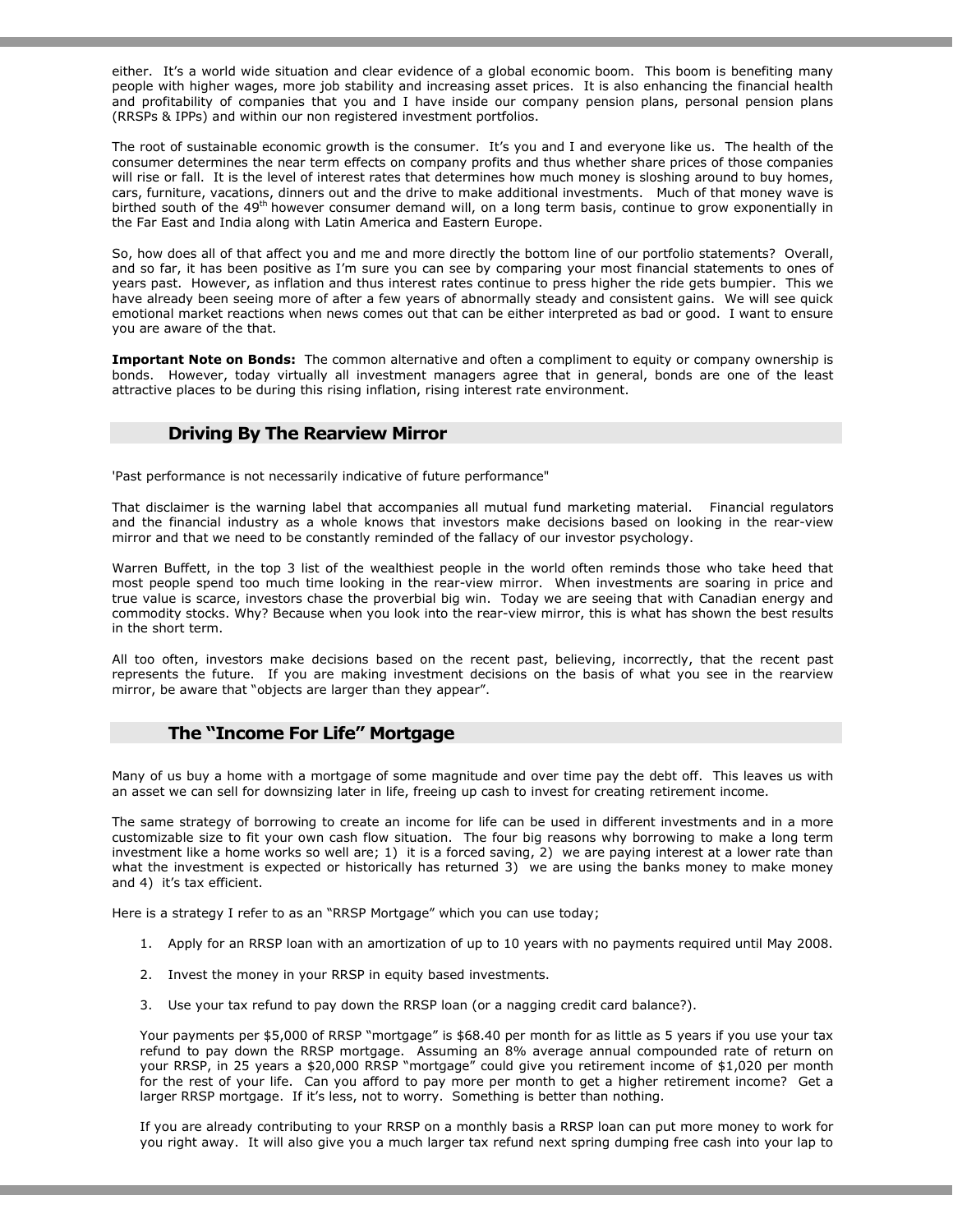either. It's a world wide situation and clear evidence of a global economic boom. This boom is benefiting many people with higher wages, more job stability and increasing asset prices. It is also enhancing the financial health and profitability of companies that you and I have inside our company pension plans, personal pension plans (RRSPs & IPPs) and within our non registered investment portfolios.

The root of sustainable economic growth is the consumer. It's you and I and everyone like us. The health of the consumer determines the near term effects on company profits and thus whether share prices of those companies will rise or fall. It is the level of interest rates that determines how much money is sloshing around to buy homes, cars, furniture, vacations, dinners out and the drive to make additional investments. Much of that money wave is birthed south of the 49th however consumer demand will, on a long term basis, continue to grow exponentially in the Far East and India along with Latin America and Eastern Europe.

So, how does all of that affect you and me and more directly the bottom line of our portfolio statements? Overall, and so far, it has been positive as I'm sure you can see by comparing your most financial statements to ones of years past. However, as inflation and thus interest rates continue to press higher the ride gets bumpier. This we have already been seeing more of after a few years of abnormally steady and consistent gains. We will see quick emotional market reactions when news comes out that can be either interpreted as bad or good. I want to ensure you are aware of the that.

**Important Note on Bonds:** The common alternative and often a compliment to equity or company ownership is bonds. However, today virtually all investment managers agree that in general, bonds are one of the least attractive places to be during this rising inflation, rising interest rate environment.

## Driving By The Rearview Mirror

'Past performance is not necessarily indicative of future performance"

That disclaimer is the warning label that accompanies all mutual fund marketing material. Financial regulators and the financial industry as a whole knows that investors make decisions based on looking in the rear-view mirror and that we need to be constantly reminded of the fallacy of our investor psychology.

Warren Buffett, in the top 3 list of the wealthiest people in the world often reminds those who take heed that most people spend too much time looking in the rear-view mirror. When investments are soaring in price and true value is scarce, investors chase the proverbial big win. Today we are seeing that with Canadian energy and commodity stocks. Why? Because when you look into the rear-view mirror, this is what has shown the best results in the short term.

All too often, investors make decisions based on the recent past, believing, incorrectly, that the recent past represents the future. If you are making investment decisions on the basis of what you see in the rearview mirror, be aware that "objects are larger than they appear".

## The "Income For Life" Mortgage

Many of us buy a home with a mortgage of some magnitude and over time pay the debt off. This leaves us with an asset we can sell for downsizing later in life, freeing up cash to invest for creating retirement income.

The same strategy of borrowing to create an income for life can be used in different investments and in a more customizable size to fit your own cash flow situation. The four big reasons why borrowing to make a long term investment like a home works so well are; 1) it is a forced saving, 2) we are paying interest at a lower rate than what the investment is expected or historically has returned 3) we are using the banks money to make money and 4) it's tax efficient.

Here is a strategy I refer to as an "RRSP Mortgage" which you can use today;

1. Apply for an RRSP loan with an amortization of up to 10 years with no payments required until May 2008.

2. Invest the money in your RRSP in equity based investments.

3. Use your tax refund to pay down the RRSP loan (or a nagging credit card balance?).

   Your payments per $5,000 of RRSP "mortgage" is $68.40 per month for as little as 5 years if you use your tax refund to pay down the RRSP mortgage. Assuming an 8% average annual compounded rate of return on your RRSP, in 25 years a $20,000 RRSP "mortgage" could give you retirement income of $1,020 per month for the rest of your life. Can you afford to pay more per month to get a higher retirement income? Get a larger RRSP mortgage. If it's less, not to worry. Something is better than nothing.

   If you are already contributing to your RRSP on a monthly basis a RRSP loan can put more money to work for you right away. It will also give you a much larger tax refund next spring dumping free cash into your lap to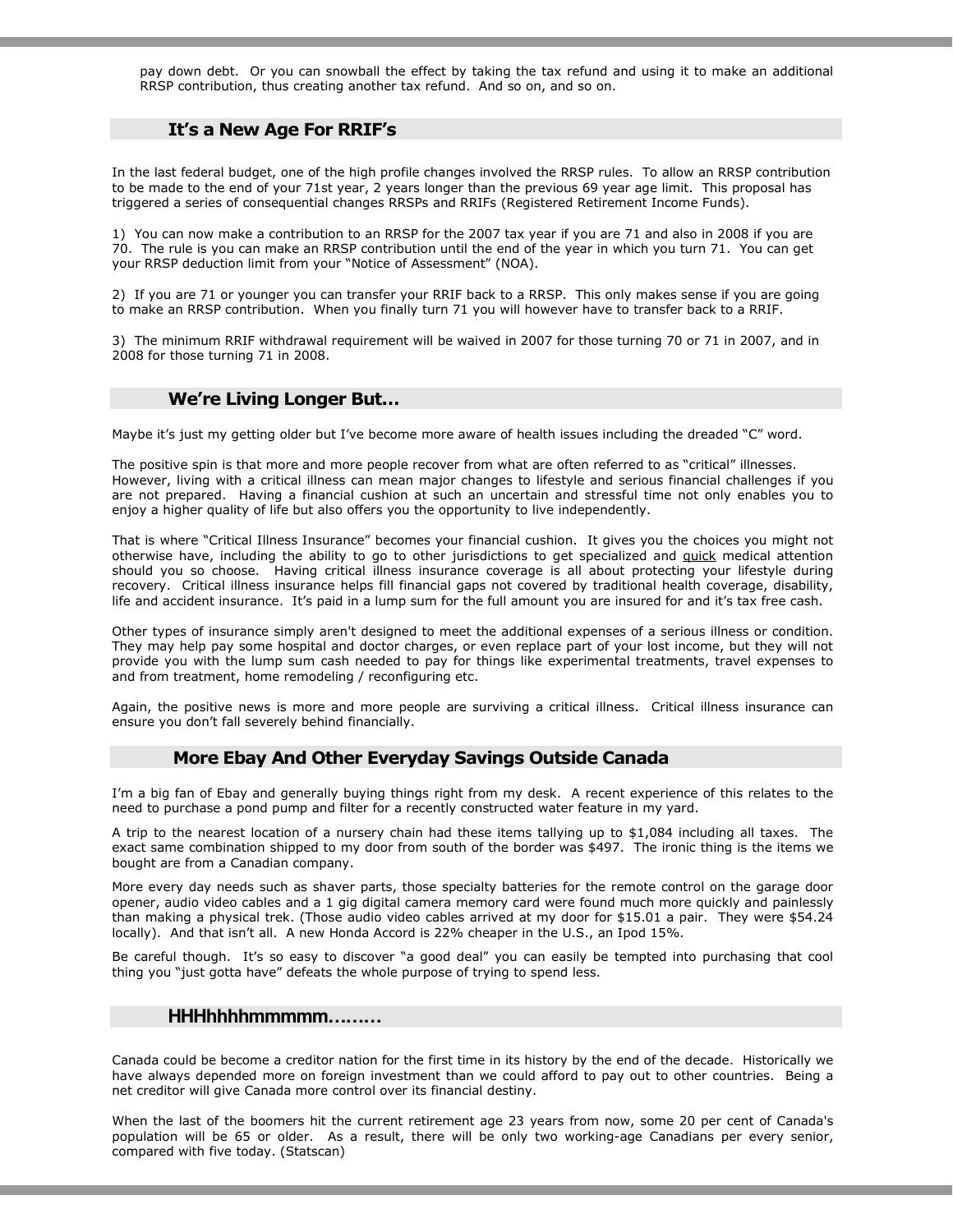pay down debt. Or you can snowball the effect by taking the tax refund and using it to make an additional RRSP contribution, thus creating another tax refund. And so on, and so on.

## It's a New Age For RRIF's

In the last federal budget, one of the high profile changes involved the RRSP rules. To allow an RRSP contribution to be made to the end of your 71st year, 2 years longer than the previous 69 year age limit. This proposal has triggered a series of consequential changes RRSPs and RRIFs (Registered Retirement Income Funds).

1) You can now make a contribution to an RRSP for the 2007 tax year if you are 71 and also in 2008 if you are 70. The rule is you can make an RRSP contribution until the end of the year in which you turn 71. You can get your RRSP deduction limit from your "Notice of Assessment" (NOA).

2) If you are 71 or younger you can transfer your RRIF back to a RRSP. This only makes sense if you are going to make an RRSP contribution. When you finally turn 71 you will however have to transfer back to a RRIF.

3) The minimum RRIF withdrawal requirement will be waived in 2007 for those turning 70 or 71 in 2007, and in 2008 for those turning 71 in 2008.

## We're Living Longer But…

Maybe it's just my getting older but I've become more aware of health issues including the dreaded "C" word.

The positive spin is that more and more people recover from what are often referred to as "critical" illnesses. However, living with a critical illness can mean major changes to lifestyle and serious financial challenges if you are not prepared. Having a financial cushion at such an uncertain and stressful time not only enables you to enjoy a higher quality of life but also offers you the opportunity to live independently.

That is where "Critical Illness Insurance" becomes your financial cushion. It gives you the choices you might not otherwise have, including the ability to go to other jurisdictions to get specialized and quick medical attention should you so choose. Having critical illness insurance coverage is all about protecting your lifestyle during recovery. Critical illness insurance helps fill financial gaps not covered by traditional health coverage, disability, life and accident insurance. It's paid in a lump sum for the full amount you are insured for and it's tax free cash.

Other types of insurance simply aren't designed to meet the additional expenses of a serious illness or condition. They may help pay some hospital and doctor charges, or even replace part of your lost income, but they will not provide you with the lump sum cash needed to pay for things like experimental treatments, travel expenses to and from treatment, home remodeling / reconfiguring etc.

Again, the positive news is more and more people are surviving a critical illness. Critical illness insurance can ensure you don't fall severely behind financially.

## More Ebay And Other Everyday Savings Outside Canada

I'm a big fan of Ebay and generally buying things right from my desk. A recent experience of this relates to the need to purchase a pond pump and filter for a recently constructed water feature in my yard.

A trip to the nearest location of a nursery chain had these items tallying up to $1,084 including all taxes. The exact same combination shipped to my door from south of the border was $497. The ironic thing is the items we bought are from a Canadian company.

More every day needs such as shaver parts, those specialty batteries for the remote control on the garage door opener, audio video cables and a 1 gig digital camera memory card were found much more quickly and painlessly than making a physical trek. (Those audio video cables arrived at my door for $15.01 a pair. They were $54.24 locally). And that isn't all. A new Honda Accord is 22% cheaper in the U.S., an Ipod 15%.

Be careful though. It's so easy to discover "a good deal" you can easily be tempted into purchasing that cool thing you "just gotta have" defeats the whole purpose of trying to spend less.

## HHHhhhhmmmmm………

Canada could be become a creditor nation for the first time in its history by the end of the decade. Historically we have always depended more on foreign investment than we could afford to pay out to other countries. Being a net creditor will give Canada more control over its financial destiny.

When the last of the boomers hit the current retirement age 23 years from now, some 20 per cent of Canada's population will be 65 or older. As a result, there will be only two working-age Canadians per every senior, compared with five today. (Statscan)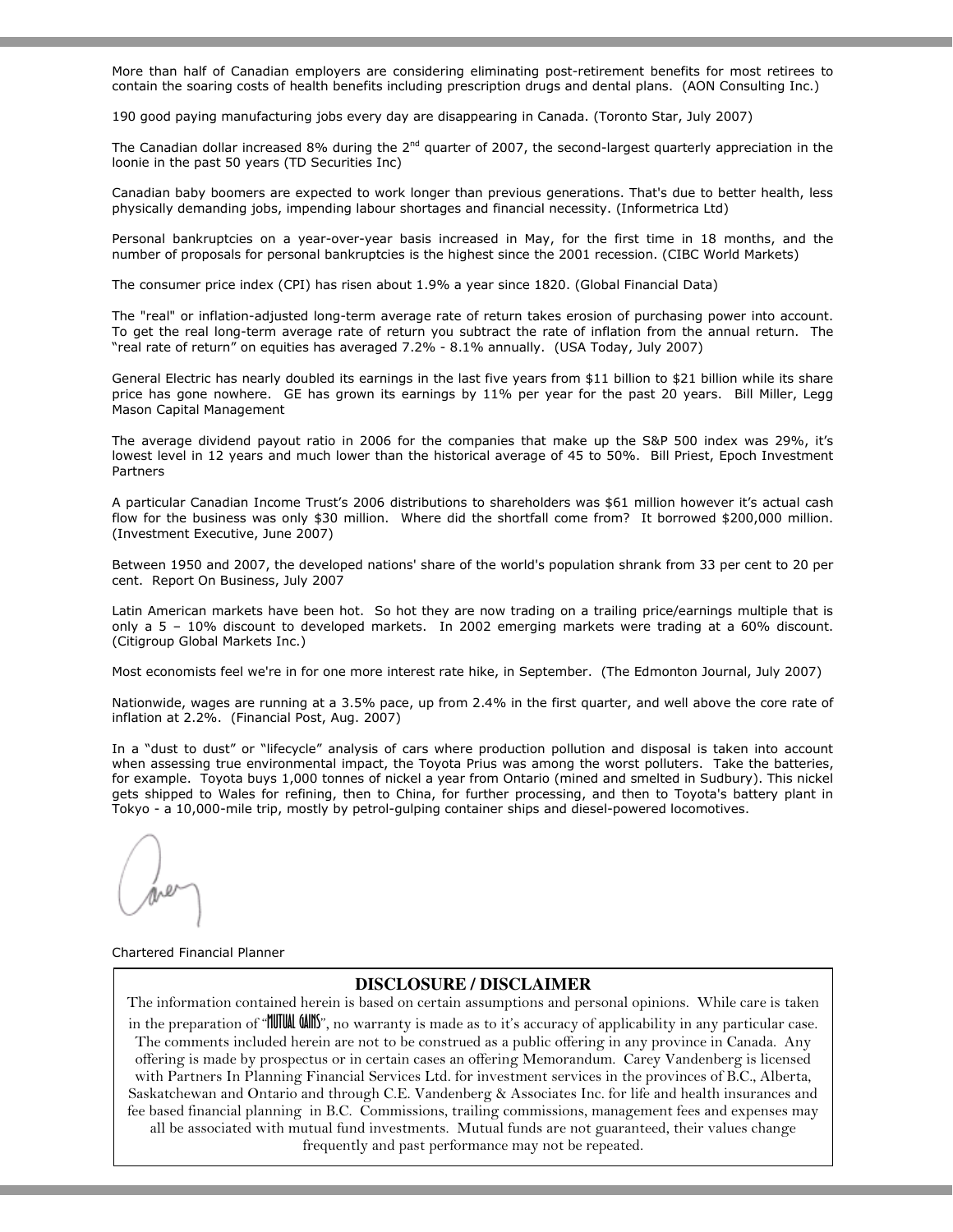More than half of Canadian employers are considering eliminating post-retirement benefits for most retirees to contain the soaring costs of health benefits including prescription drugs and dental plans. (AON Consulting Inc.)

190 good paying manufacturing jobs every day are disappearing in Canada. (Toronto Star, July 2007)

The Canadian dollar increased 8% during the 2nd quarter of 2007, the second-largest quarterly appreciation in the loonie in the past 50 years (TD Securities Inc)

Canadian baby boomers are expected to work longer than previous generations. That's due to better health, less physically demanding jobs, impending labour shortages and financial necessity. (Informetrica Ltd)

Personal bankruptcies on a year-over-year basis increased in May, for the first time in 18 months, and the number of proposals for personal bankruptcies is the highest since the 2001 recession. (CIBC World Markets)

The consumer price index (CPI) has risen about 1.9% a year since 1820. (Global Financial Data)

The "real" or inflation-adjusted long-term average rate of return takes erosion of purchasing power into account. To get the real long-term average rate of return you subtract the rate of inflation from the annual return. The "real rate of return" on equities has averaged 7.2% - 8.1% annually. (USA Today, July 2007)

General Electric has nearly doubled its earnings in the last five years from $11 billion to $21 billion while its share price has gone nowhere. GE has grown its earnings by 11% per year for the past 20 years. Bill Miller, Legg Mason Capital Management

The average dividend payout ratio in 2006 for the companies that make up the S&P 500 index was 29%, it's lowest level in 12 years and much lower than the historical average of 45 to 50%. Bill Priest, Epoch Investment Partners

A particular Canadian Income Trust's 2006 distributions to shareholders was $61 million however it's actual cash flow for the business was only $30 million. Where did the shortfall come from? It borrowed $200,000 million. (Investment Executive, June 2007)

Between 1950 and 2007, the developed nations' share of the world's population shrank from 33 per cent to 20 per cent. Report On Business, July 2007

Latin American markets have been hot. So hot they are now trading on a trailing price/earnings multiple that is only a 5 – 10% discount to developed markets. In 2002 emerging markets were trading at a 60% discount. (Citigroup Global Markets Inc.)

Most economists feel we're in for one more interest rate hike, in September. (The Edmonton Journal, July 2007)

Nationwide, wages are running at a 3.5% pace, up from 2.4% in the first quarter, and well above the core rate of inflation at 2.2%. (Financial Post, Aug. 2007)

In a "dust to dust" or "lifecycle" analysis of cars where production pollution and disposal is taken into account when assessing true environmental impact, the Toyota Prius was among the worst polluters. Take the batteries, for example. Toyota buys 1,000 tonnes of nickel a year from Ontario (mined and smelted in Sudbury). This nickel gets shipped to Wales for refining, then to China, for further processing, and then to Toyota's battery plant in Tokyo - a 10,000-mile trip, mostly by petrol-gulping container ships and diesel-powered locomotives.

Carey

Chartered Financial Planner

**DISCLOSURE / DISCLAIMER**

The information contained herein is based on certain assumptions and personal opinions. While care is taken in the preparation of "MUTUAL GAINS", no warranty is made as to it's accuracy of applicability in any particular case. The comments included herein are not to be construed as a public offering in any province in Canada. Any offering is made by prospectus or in certain cases an offering Memorandum. Carey Vandenberg is licensed with Partners In Planning Financial Services Ltd. for investment services in the provinces of B.C., Alberta, Saskatchewan and Ontario and through C.E. Vandenberg & Associates Inc. for life and health insurances and fee based financial planning in B.C. Commissions, trailing commissions, management fees and expenses may all be associated with mutual fund investments. Mutual funds are not guaranteed, their values change frequently and past performance may not be repeated.